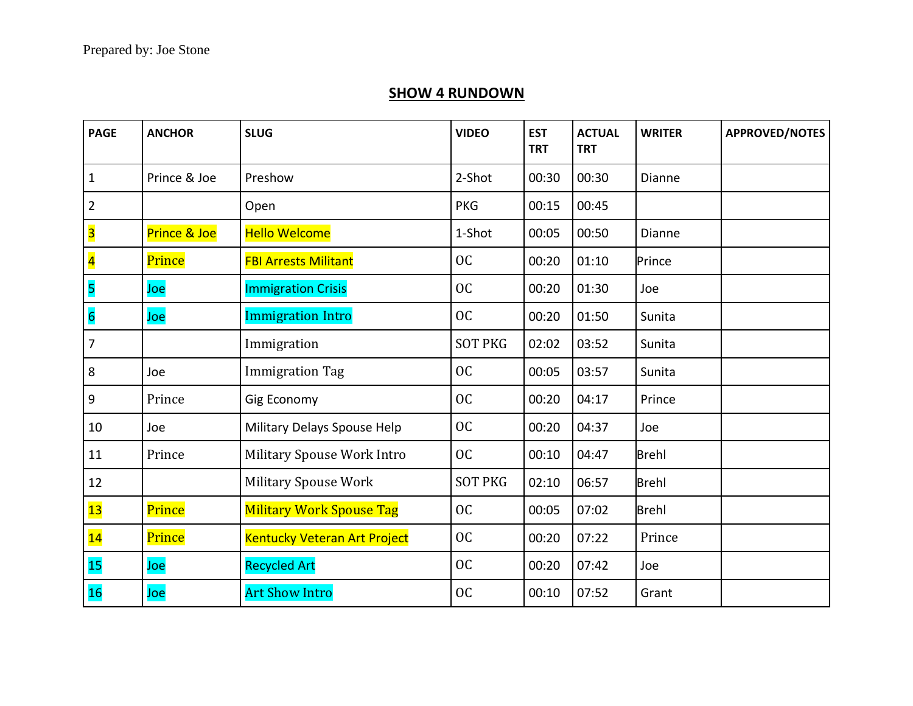Prepared by: Joe Stone

## SHOW 4 RUNDOWN

| PAGE | ANCHOR | SLUG | VIDEO | EST TRT | ACTUAL TRT | WRITER | APPROVED/NOTES |
|---|---|---|---|---|---|---|---|
| 1 | Prince & Joe | Preshow | 2-Shot | 00:30 | 00:30 | Dianne | |
| 2 | | Open | PKG | 00:15 | 00:45 | | |
| 3 | Prince & Joe | Hello Welcome | 1-Shot | 00:05 | 00:50 | Dianne | |
| 4 | Prince | FBI Arrests Militant | OC | 00:20 | 01:10 | Prince | |
| 5 | Joe | Immigration Crisis | OC | 00:20 | 01:30 | Joe | |
| 6 | Joe | Immigration Intro | OC | 00:20 | 01:50 | Sunita | |
| 7 | | Immigration | SOT PKG | 02:02 | 03:52 | Sunita | |
| 8 | Joe | Immigration Tag | OC | 00:05 | 03:57 | Sunita | |
| 9 | Prince | Gig Economy | OC | 00:20 | 04:17 | Prince | |
| 10 | Joe | Military Delays Spouse Help | OC | 00:20 | 04:37 | Joe | |
| 11 | Prince | Military Spouse Work Intro | OC | 00:10 | 04:47 | Brehl | |
| 12 | | Military Spouse Work | SOT PKG | 02:10 | 06:57 | Brehl | |
| 13 | Prince | Military Work Spouse Tag | OC | 00:05 | 07:02 | Brehl | |
| 14 | Prince | Kentucky Veteran Art Project | OC | 00:20 | 07:22 | Prince | |
| 15 | Joe | Recycled Art | OC | 00:20 | 07:42 | Joe | |
| 16 | Joe | Art Show Intro | OC | 00:10 | 07:52 | Grant | |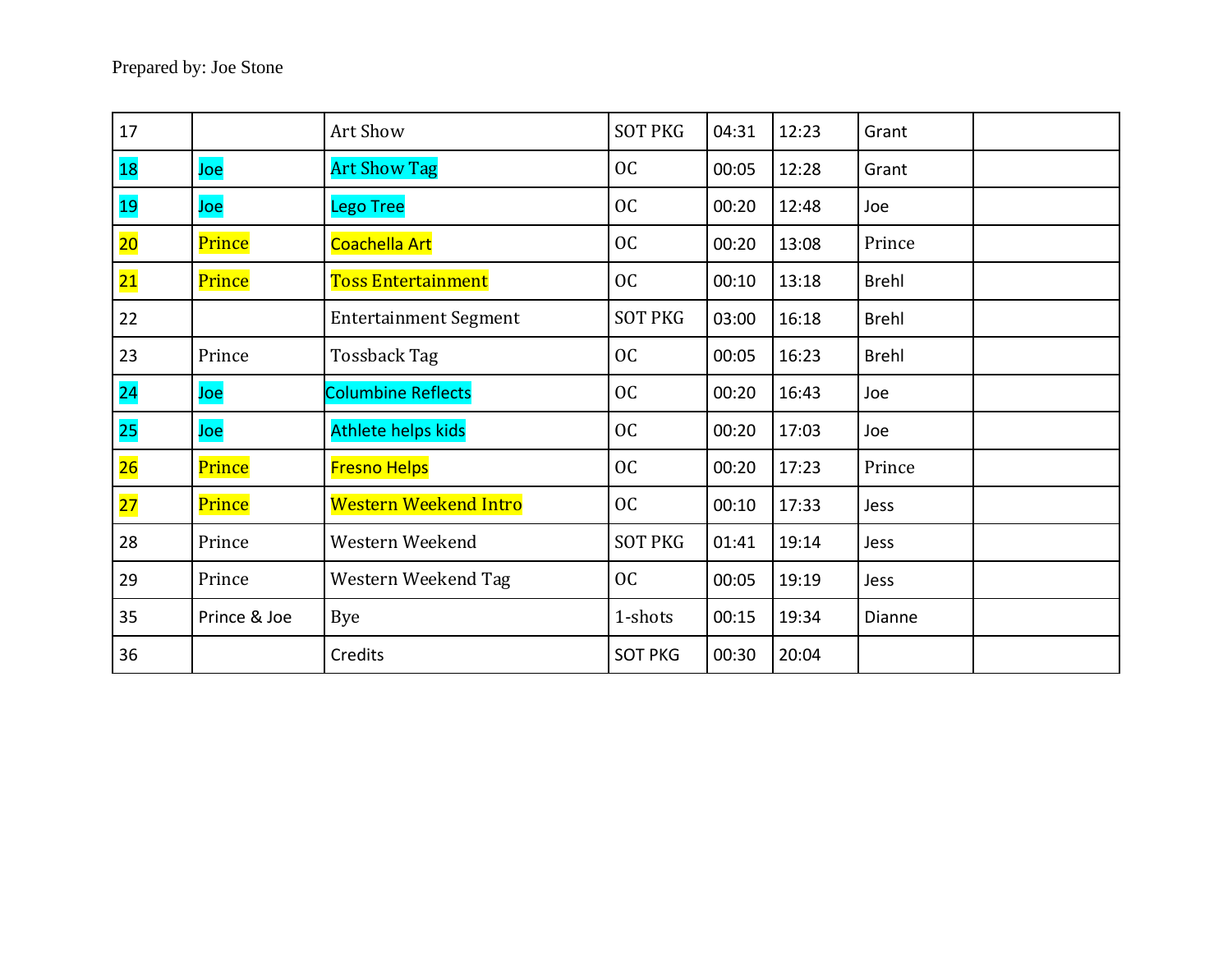Prepared by: Joe Stone

| | | | | | | | |
|---|---|---|---|---|---|---|---|
| 17 | | Art Show | SOT PKG | 04:31 | 12:23 | Grant | |
| 18 | Joe | Art Show Tag | OC | 00:05 | 12:28 | Grant | |
| 19 | Joe | Lego Tree | OC | 00:20 | 12:48 | Joe | |
| 20 | Prince | Coachella Art | OC | 00:20 | 13:08 | Prince | |
| 21 | Prince | Toss Entertainment | OC | 00:10 | 13:18 | Brehl | |
| 22 | | Entertainment Segment | SOT PKG | 03:00 | 16:18 | Brehl | |
| 23 | Prince | Tossback Tag | OC | 00:05 | 16:23 | Brehl | |
| 24 | Joe | Columbine Reflects | OC | 00:20 | 16:43 | Joe | |
| 25 | Joe | Athlete helps kids | OC | 00:20 | 17:03 | Joe | |
| 26 | Prince | Fresno Helps | OC | 00:20 | 17:23 | Prince | |
| 27 | Prince | Western Weekend Intro | OC | 00:10 | 17:33 | Jess | |
| 28 | Prince | Western Weekend | SOT PKG | 01:41 | 19:14 | Jess | |
| 29 | Prince | Western Weekend Tag | OC | 00:05 | 19:19 | Jess | |
| 35 | Prince & Joe | Bye | 1-shots | 00:15 | 19:34 | Dianne | |
| 36 | | Credits | SOT PKG | 00:30 | 20:04 | | |